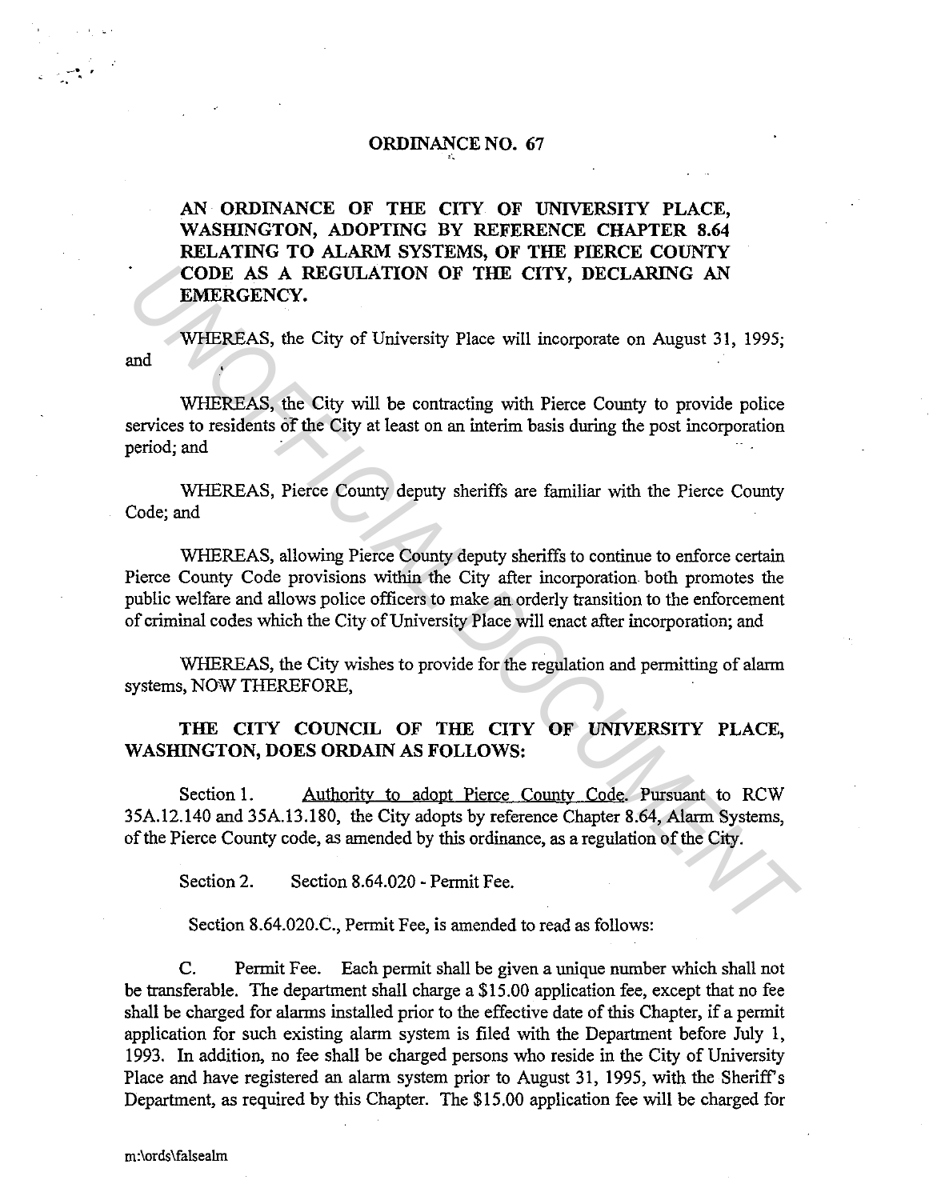**ORDINANCE NO. 67**

**AN ORDINANCE OF THE CITY OF UNIVERSITY PLACE, WASHINGTON, ADOPTING BY REFERENCE CHAPTER 8.64 RELATING TO ALARM SYSTEMS, OF THE PIERCE COUNTY CODE AS A REGULATION OF THE CITY, DECLARING AN EMERGENCY.**

WHEREAS, the City of University Place will incorporate on August 31, 1995; and

WHEREAS, the City will be contracting with Pierce County to provide police services to residents of the City at least on an interim basis during the post incorporation period; and

WHEREAS, Pierce County deputy sheriffs are familiar with the Pierce County Code; and

WHEREAS, allowing Pierce County deputy sheriffs to continue to enforce certain Pierce County Code provisions within the City after incorporation both promotes the public welfare and allows police officers to make an orderly transition to the enforcement of criminal codes which the City of University Place will enact after incorporation; and

WHEREAS, the City wishes to provide for the regulation and permitting of alarm systems, NOW THEREFORE,

**THE CITY COUNCIL OF THE CITY OF UNIVERSITY PLACE, WASHINGTON, DOES ORDAIN AS FOLLOWS:**

Section 1. Authority to adopt Pierce County Code. Pursuant to RCW 35A.12.140 and 35A.13.180, the City adopts by reference Chapter 8.64, Alarm Systems, of the Pierce County code, as amended by this ordinance, as a regulation of the City.

Section 2. Section 8.64.020 - Permit Fee.

Section 8.64.020.C., Permit Fee, is amended to read as follows:

C. Permit Fee. Each permit shall be given a unique number which shall not be transferable. The department shall charge a $15.00 application fee, except that no fee shall be charged for alarms installed prior to the effective date of this Chapter, if a permit application for such existing alarm system is filed with the Department before July 1, 1993. In addition, no fee shall be charged persons who reside in the City of University Place and have registered an alarm system prior to August 31, 1995, with the Sheriff's Department, as required by this Chapter. The $15.00 application fee will be charged for

m:\ords\falsealm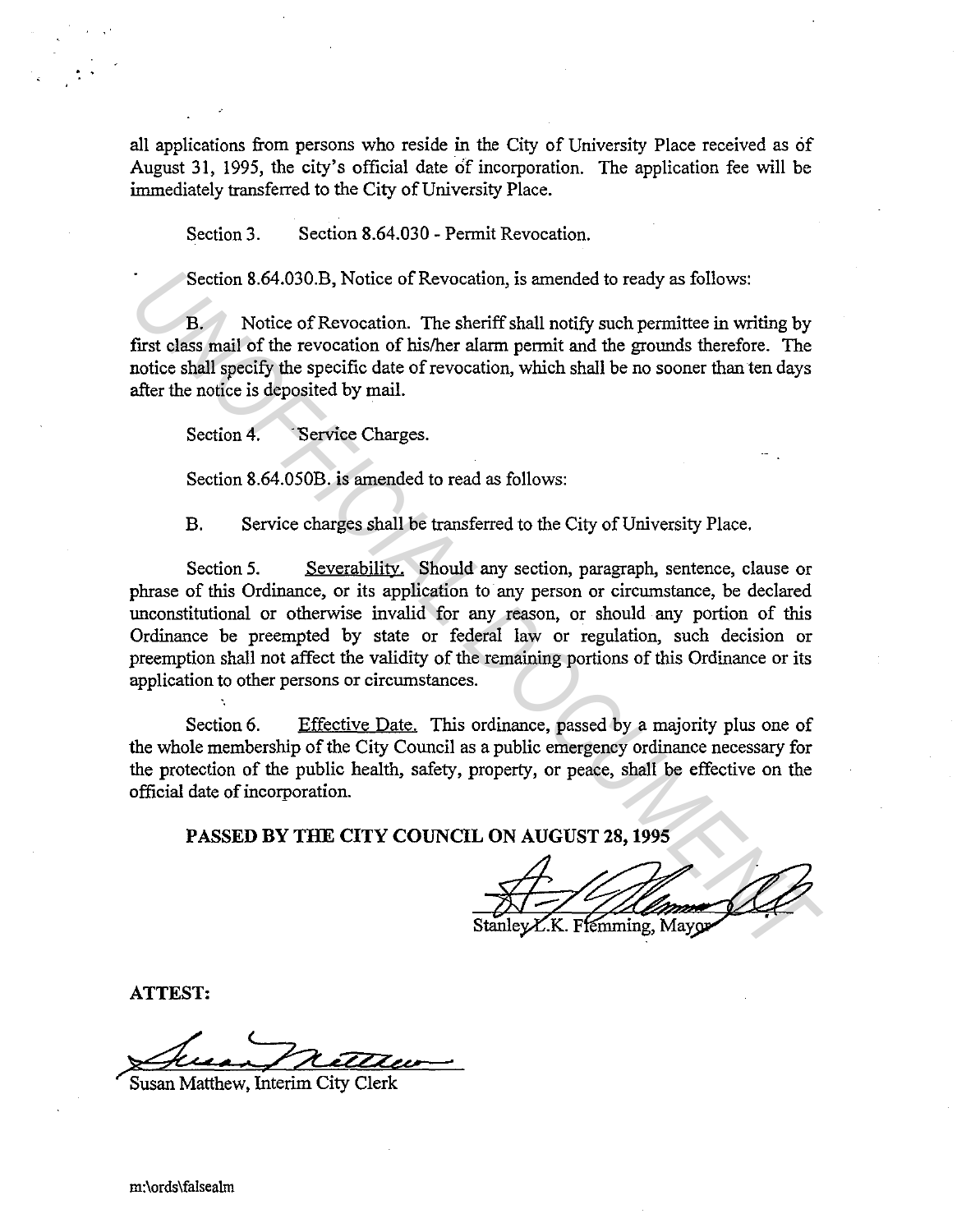all applications from persons who reside in the City of University Place received as of August 31, 1995, the city's official date of incorporation. The application fee will be immediately transferred to the City of University Place.

Section 3. Section 8.64.030 - Permit Revocation.

Section 8.64.030.B, Notice of Revocation, is amended to ready as follows:

B. Notice of Revocation. The sheriff shall notify such permittee in writing by first class mail of the revocation of his/her alarm permit and the grounds therefore. The notice shall specify the specific date of revocation, which shall be no sooner than ten days after the notice is deposited by mail.

Section 4. Service Charges.

Section 8.64.050B. is amended to read as follows:

B. Service charges shall be transferred to the City of University Place.

Section 5. Severability. Should any section, paragraph, sentence, clause or phrase of this Ordinance, or its application to any person or circumstance, be declared unconstitutional or otherwise invalid for any reason, or should any portion of this Ordinance be preempted by state or federal law or regulation, such decision or preemption shall not affect the validity of the remaining portions of this Ordinance or its application to other persons or circumstances.

Section 6. Effective Date. This ordinance, passed by a majority plus one of the whole membership of the City Council as a public emergency ordinance necessary for the protection of the public health, safety, property, or peace, shall be effective on the official date of incorporation.

**PASSED BY THE CITY COUNCIL ON AUGUST 28, 1995**

Stanley L.K. Flemming, Mayor

**ATTEST:**

Susan Matthew, Interim City Clerk

m:\ords\falsealm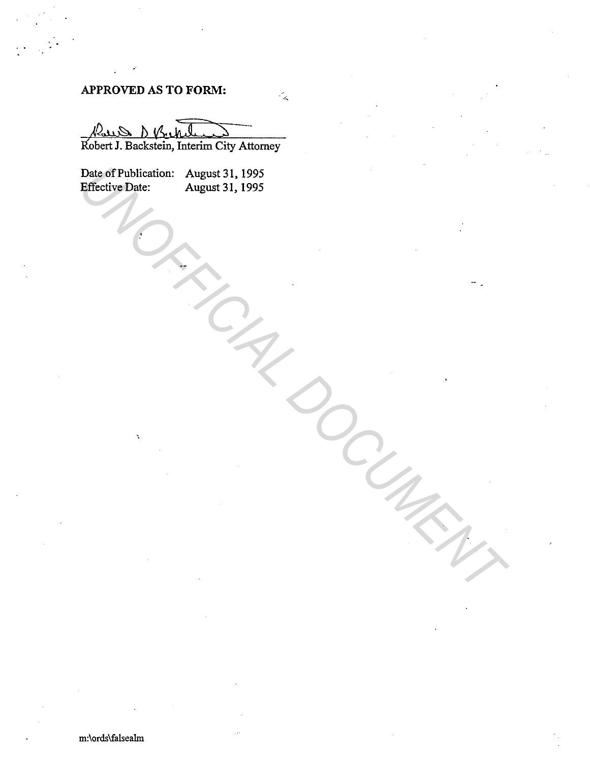**APPROVED AS TO FORM:**

Robert J. Backstein, Interim City Attorney

Date of Publication: August 31, 1995
Effective Date: August 31, 1995

m:\ords\falsealm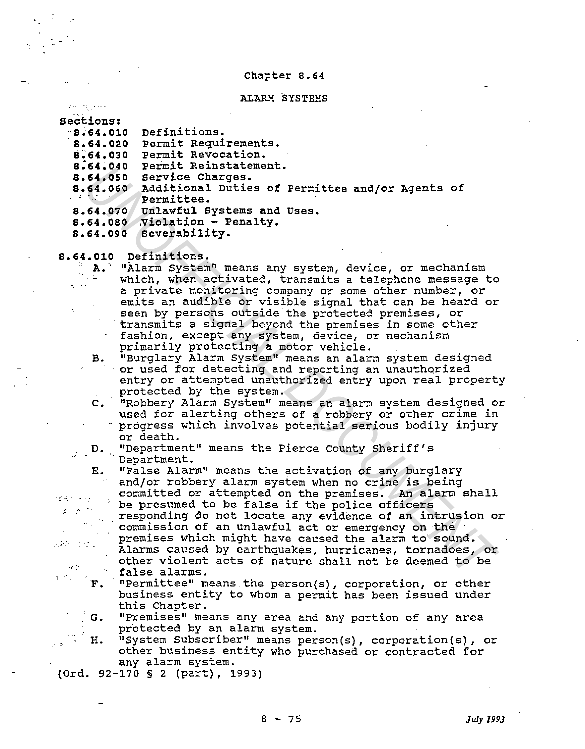# Chapter 8.64

## ALARM SYSTEMS

**Sections:**

- **8.64.010** Definitions.
- **8.64.020** Permit Requirements.
- **8.64.030** Permit Revocation.
- **8.64.040** Permit Reinstatement.
- **8.64.050** Service Charges.
- **8.64.060** Additional Duties of Permittee and/or Agents of Permittee.
- **8.64.070** Unlawful Systems and Uses.
- **8.64.080** Violation - Penalty.
- **8.64.090** Severability.

### 8.64.010 Definitions.

A. "Alarm System" means any system, device, or mechanism which, when activated, transmits a telephone message to a private monitoring company or some other number, or emits an audible or visible signal that can be heard or seen by persons outside the protected premises, or transmits a signal beyond the premises in some other fashion, except any system, device, or mechanism primarily protecting a motor vehicle.

B. "Burglary Alarm System" means an alarm system designed or used for detecting and reporting an unauthorized entry or attempted unauthorized entry upon real property protected by the system.

C. "Robbery Alarm System" means an alarm system designed or used for alerting others of a robbery or other crime in progress which involves potential serious bodily injury or death.

D. "Department" means the Pierce County Sheriff's Department.

E. "False Alarm" means the activation of any burglary and/or robbery alarm system when no crime is being committed or attempted on the premises. An alarm shall be presumed to be false if the police officers responding do not locate any evidence of an intrusion or commission of an unlawful act or emergency on the premises which might have caused the alarm to sound. Alarms caused by earthquakes, hurricanes, tornadoes, or other violent acts of nature shall not be deemed to be false alarms.

F. "Permittee" means the person(s), corporation, or other business entity to whom a permit has been issued under this Chapter.

G. "Premises" means any area and any portion of any area protected by an alarm system.

H. "System Subscriber" means person(s), corporation(s), or other business entity who purchased or contracted for any alarm system.

(Ord. 92-170 § 2 (part), 1993)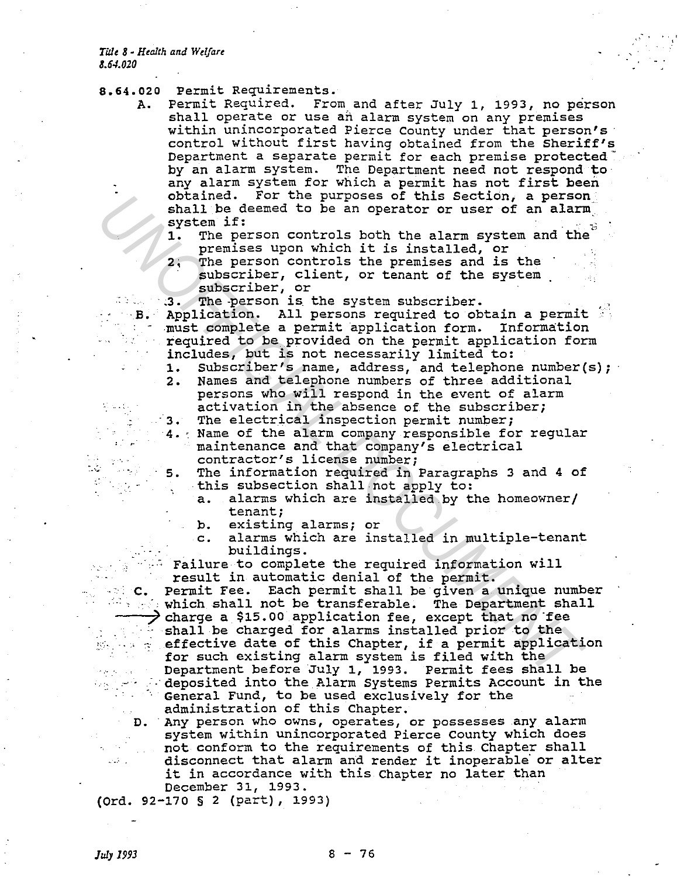## 8.64.020 Permit Requirements.

A. Permit Required. From and after July 1, 1993, no person shall operate or use an alarm system on any premises within unincorporated Pierce County under that person's control without first having obtained from the Sheriff's Department a separate permit for each premise protected by an alarm system. The Department need not respond to any alarm system for which a permit has not first been obtained. For the purposes of this Section, a person shall be deemed to be an operator or user of an alarm system if:

1. The person controls both the alarm system and the premises upon which it is installed, or
2. The person controls the premises and is the subscriber, client, or tenant of the system subscriber, or
3. The person is the system subscriber.

B. Application. All persons required to obtain a permit must complete a permit application form. Information required to be provided on the permit application form includes, but is not necessarily limited to:

1. Subscriber's name, address, and telephone number(s);
2. Names and telephone numbers of three additional persons who will respond in the event of alarm activation in the absence of the subscriber;
3. The electrical inspection permit number;
4. Name of the alarm company responsible for regular maintenance and that company's electrical contractor's license number;
5. The information required in Paragraphs 3 and 4 of this subsection shall not apply to:
   a. alarms which are installed by the homeowner/tenant;
   b. existing alarms; or
   c. alarms which are installed in multiple-tenant buildings.

Failure to complete the required information will result in automatic denial of the permit.

C. Permit Fee. Each permit shall be given a unique number which shall not be transferable. The Department shall charge a $15.00 application fee, except that no fee shall be charged for alarms installed prior to the effective date of this Chapter, if a permit application for such existing alarm system is filed with the Department before July 1, 1993. Permit fees shall be deposited into the Alarm Systems Permits Account in the General Fund, to be used exclusively for the administration of this Chapter.

D. Any person who owns, operates, or possesses any alarm system within unincorporated Pierce County which does not conform to the requirements of this Chapter shall disconnect that alarm and render it inoperable or alter it in accordance with this Chapter no later than December 31, 1993.

(Ord. 92-170 § 2 (part), 1993)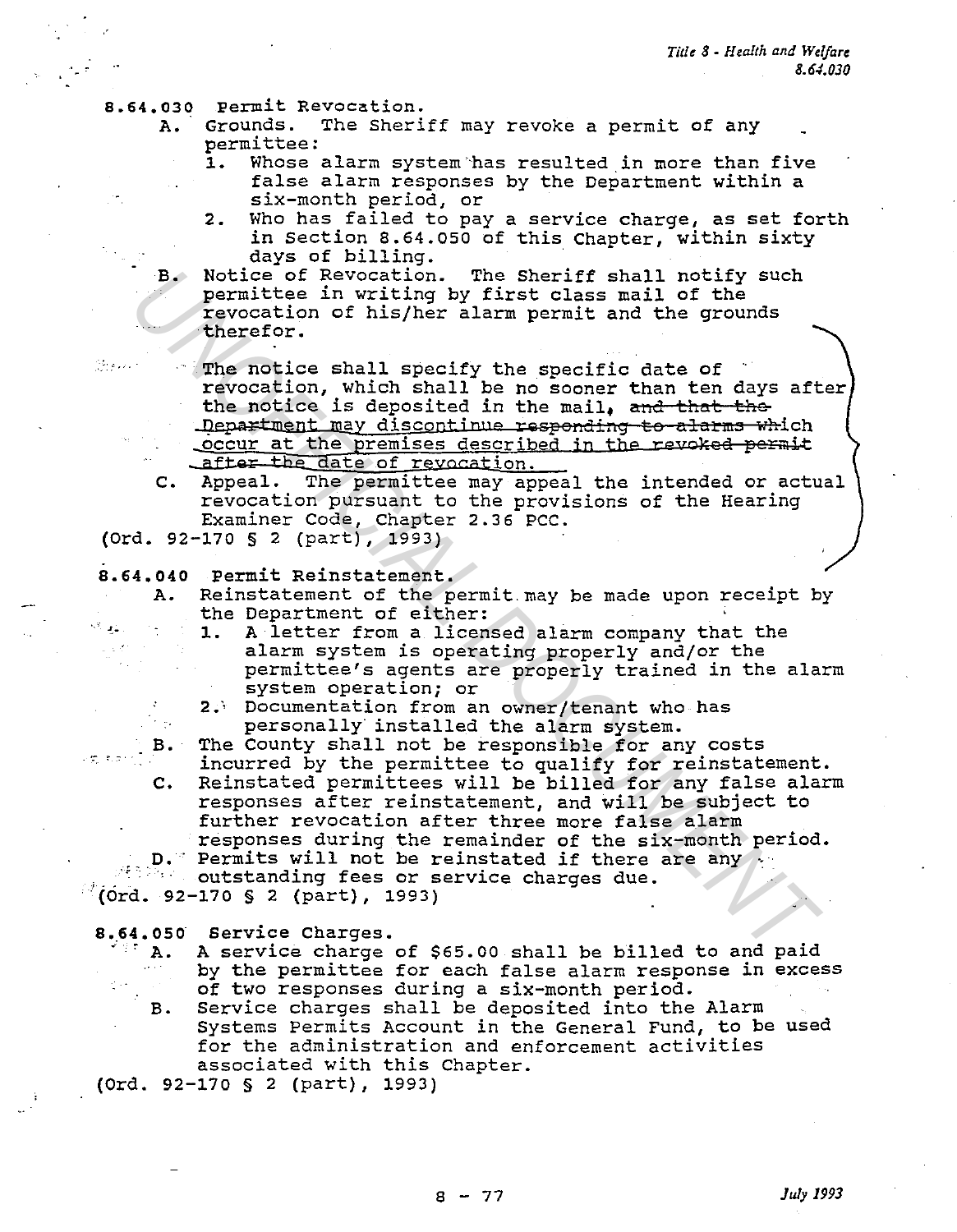8.64.030 Permit Revocation.

A. Grounds. The Sheriff may revoke a permit of any permittee:

1. Whose alarm system has resulted in more than five false alarm responses by the Department within a six-month period, or
2. Who has failed to pay a service charge, as set forth in Section 8.64.050 of this Chapter, within sixty days of billing.

B. Notice of Revocation. The Sheriff shall notify such permittee in writing by first class mail of the revocation of his/her alarm permit and the grounds therefor.

The notice shall specify the specific date of revocation, which shall be no sooner than ten days after the notice is deposited in the mail, ~~and that the Department may discontinue responding to alarms which occur at the premises described in the revoked permit after the date of revocation.~~

C. Appeal. The permittee may appeal the intended or actual revocation pursuant to the provisions of the Hearing Examiner Code, Chapter 2.36 PCC.

(Ord. 92-170 § 2 (part), 1993)

8.64.040 Permit Reinstatement.

A. Reinstatement of the permit may be made upon receipt by the Department of either:

1. A letter from a licensed alarm company that the alarm system is operating properly and/or the permittee's agents are properly trained in the alarm system operation; or
2. Documentation from an owner/tenant who has personally installed the alarm system.

B. The County shall not be responsible for any costs incurred by the permittee to qualify for reinstatement.

C. Reinstated permittees will be billed for any false alarm responses after reinstatement, and will be subject to further revocation after three more false alarm responses during the remainder of the six-month period.

D. Permits will not be reinstated if there are any outstanding fees or service charges due.

(Ord. 92-170 § 2 (part), 1993)

8.64.050 Service Charges.

A. A service charge of $65.00 shall be billed to and paid by the permittee for each false alarm response in excess of two responses during a six-month period.

B. Service charges shall be deposited into the Alarm Systems Permits Account in the General Fund, to be used for the administration and enforcement activities associated with this Chapter.

(Ord. 92-170 § 2 (part), 1993)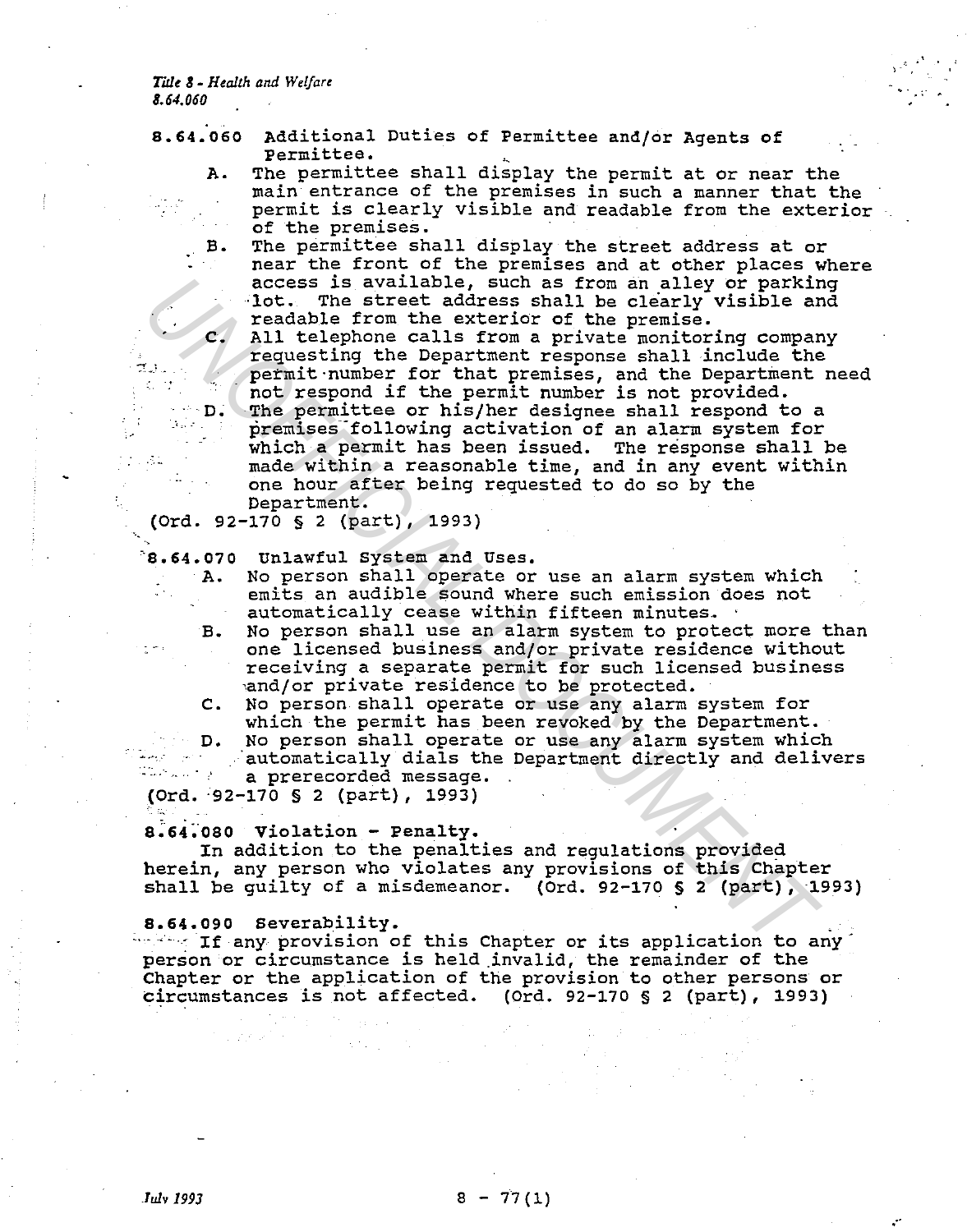**8.64.060 Additional Duties of Permittee and/or Agents of Permittee.**

A. The permittee shall display the permit at or near the main entrance of the premises in such a manner that the permit is clearly visible and readable from the exterior of the premises.

B. The permittee shall display the street address at or near the front of the premises and at other places where access is available, such as from an alley or parking lot. The street address shall be clearly visible and readable from the exterior of the premise.

C. All telephone calls from a private monitoring company requesting the Department response shall include the permit number for that premises, and the Department need not respond if the permit number is not provided.

D. The permittee or his/her designee shall respond to a premises following activation of an alarm system for which a permit has been issued. The response shall be made within a reasonable time, and in any event within one hour after being requested to do so by the Department.

(Ord. 92-170 § 2 (part), 1993)

**8.64.070 Unlawful System and Uses.**

A. No person shall operate or use an alarm system which emits an audible sound where such emission does not automatically cease within fifteen minutes.

B. No person shall use an alarm system to protect more than one licensed business and/or private residence without receiving a separate permit for such licensed business and/or private residence to be protected.

C. No person shall operate or use any alarm system for which the permit has been revoked by the Department.

D. No person shall operate or use any alarm system which automatically dials the Department directly and delivers a prerecorded message.

(Ord. 92-170 § 2 (part), 1993)

**8.64.080 Violation - Penalty.**

In addition to the penalties and regulations provided herein, any person who violates any provisions of this Chapter shall be guilty of a misdemeanor. (Ord. 92-170 § 2 (part), 1993)

**8.64.090 Severability.**

If any provision of this Chapter or its application to any person or circumstance is held invalid, the remainder of the Chapter or the application of the provision to other persons or circumstances is not affected. (Ord. 92-170 § 2 (part), 1993)